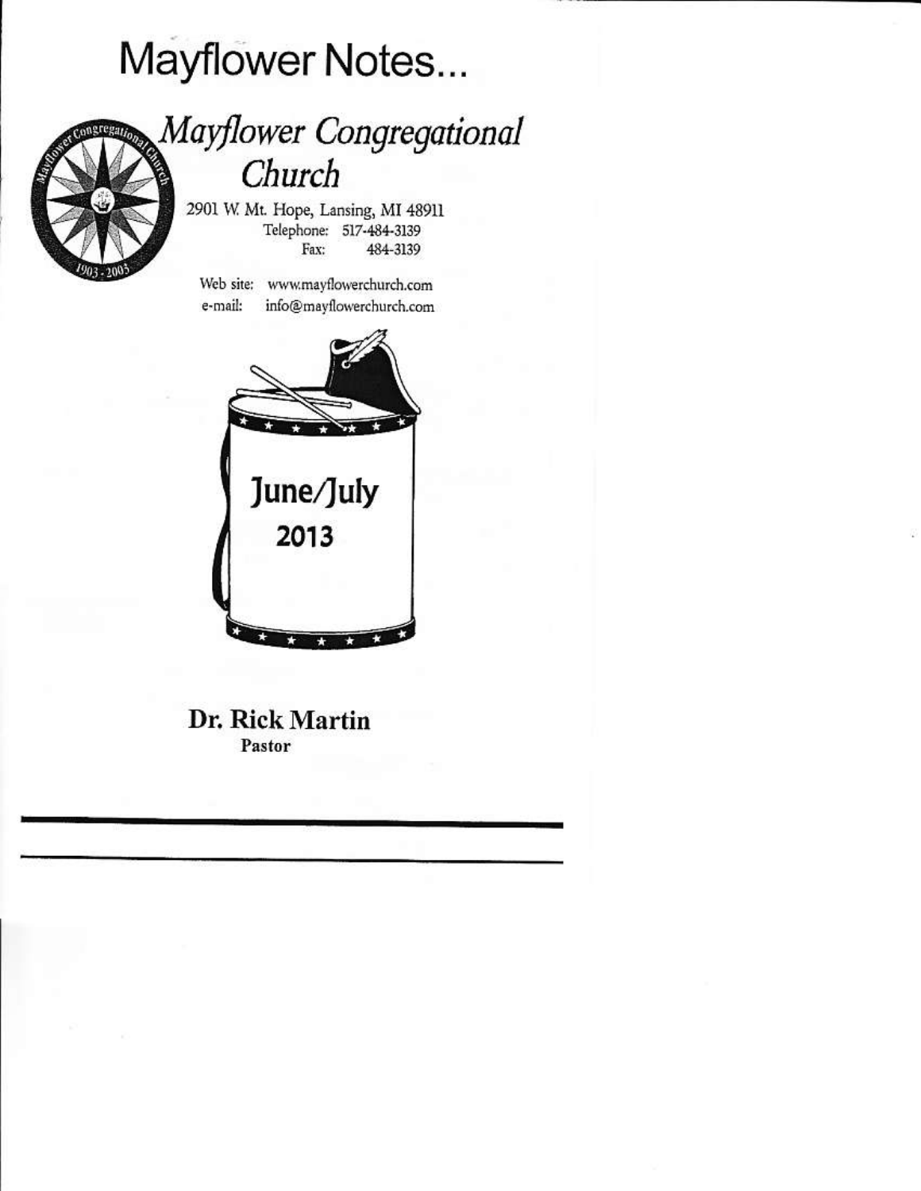# Mayflower Notes...

## *Mayflower Congregational Church*

2901 W. Mt. Hope, Lansing, MI 48911
Telephone: 517-484-3139
Fax: 484-3139

Web site: www.mayflowerchurch.com
e-mail: info@mayflowerchurch.com

June/July
2013

**Dr. Rick Martin**
**Pastor**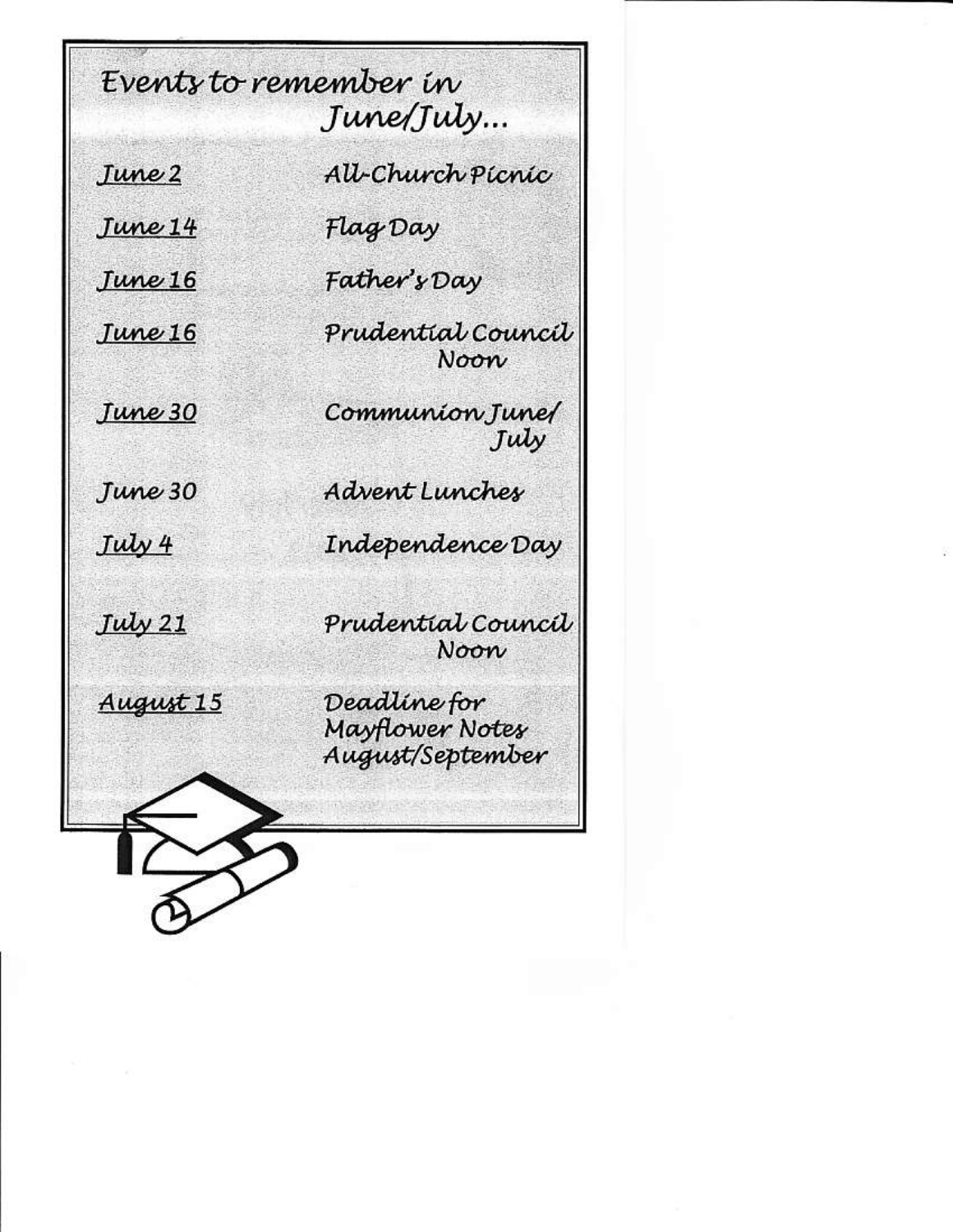# Events to remember in June/July...

| | |
|---|---|
| June 2 | All-Church Picnic |
| June 14 | Flag Day |
| June 16 | Father's Day |
| June 16 | Prudential Council Noon |
| June 30 | Communion June/July |
| June 30 | Advent Lunches |
| July 4 | Independence Day |
| July 21 | Prudential Council Noon |
| August 15 | Deadline for Mayflower Notes August/September |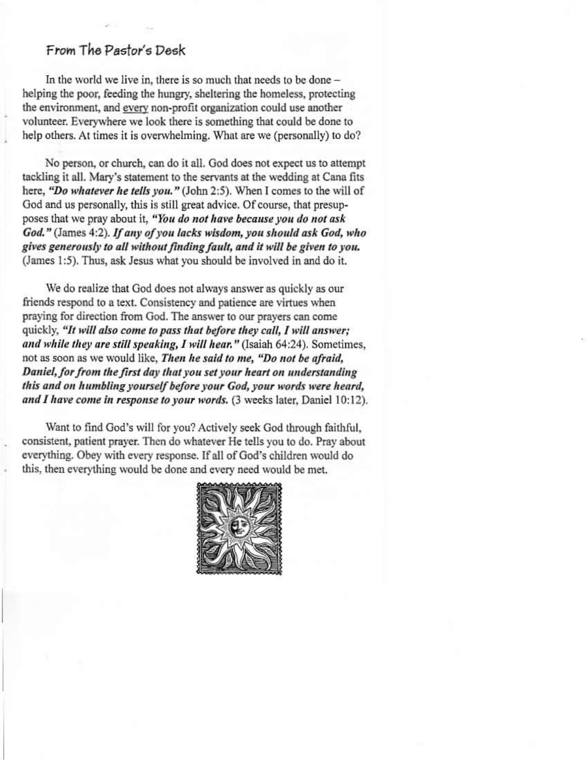## From The Pastor's Desk

In the world we live in, there is so much that needs to be done – helping the poor, feeding the hungry, sheltering the homeless, protecting the environment, and every non-profit organization could use another volunteer. Everywhere we look there is something that could be done to help others. At times it is overwhelming. What are we (personally) to do?

No person, or church, can do it all. God does not expect us to attempt tackling it all. Mary's statement to the servants at the wedding at Cana fits here, ***"Do whatever he tells you."*** (John 2:5). When I comes to the will of God and us personally, this is still great advice. Of course, that presupposes that we pray about it, ***"You do not have because you do not ask God."*** (James 4:2). ***If any of you lacks wisdom, you should ask God, who gives generously to all without finding fault, and it will be given to you.*** (James 1:5). Thus, ask Jesus what you should be involved in and do it.

We do realize that God does not always answer as quickly as our friends respond to a text. Consistency and patience are virtues when praying for direction from God. The answer to our prayers can come quickly, ***"It will also come to pass that before they call, I will answer; and while they are still speaking, I will hear."*** (Isaiah 64:24). Sometimes, not as soon as we would like, ***Then he said to me, "Do not be afraid, Daniel, for from the first day that you set your heart on understanding this and on humbling yourself before your God, your words were heard, and I have come in response to your words.*** (3 weeks later, Daniel 10:12).

Want to find God's will for you? Actively seek God through faithful, consistent, patient prayer. Then do whatever He tells you to do. Pray about everything. Obey with every response. If all of God's children would do this, then everything would be done and every need would be met.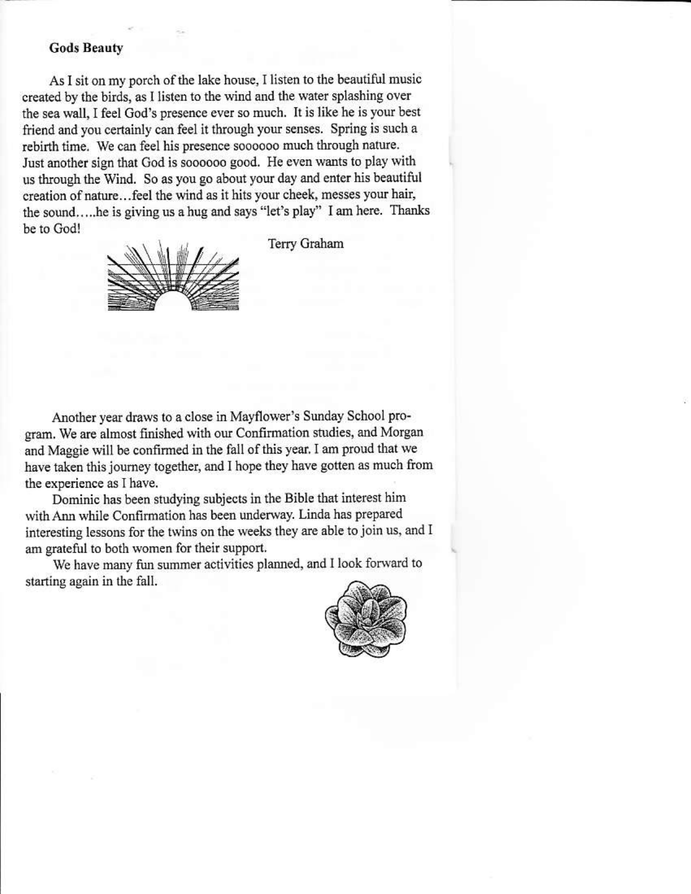**Gods Beauty**

As I sit on my porch of the lake house, I listen to the beautiful music created by the birds, as I listen to the wind and the water splashing over the sea wall, I feel God's presence ever so much. It is like he is your best friend and you certainly can feel it through your senses. Spring is such a rebirth time. We can feel his presence soooooo much through nature. Just another sign that God is soooooo good. He even wants to play with us through the Wind. So as you go about your day and enter his beautiful creation of nature…feel the wind as it hits your cheek, messes your hair, the sound…..he is giving us a hug and says "let's play" I am here. Thanks be to God!

Terry Graham

Another year draws to a close in Mayflower's Sunday School program. We are almost finished with our Confirmation studies, and Morgan and Maggie will be confirmed in the fall of this year. I am proud that we have taken this journey together, and I hope they have gotten as much from the experience as I have.

Dominic has been studying subjects in the Bible that interest him with Ann while Confirmation has been underway. Linda has prepared interesting lessons for the twins on the weeks they are able to join us, and I am grateful to both women for their support.

We have many fun summer activities planned, and I look forward to starting again in the fall.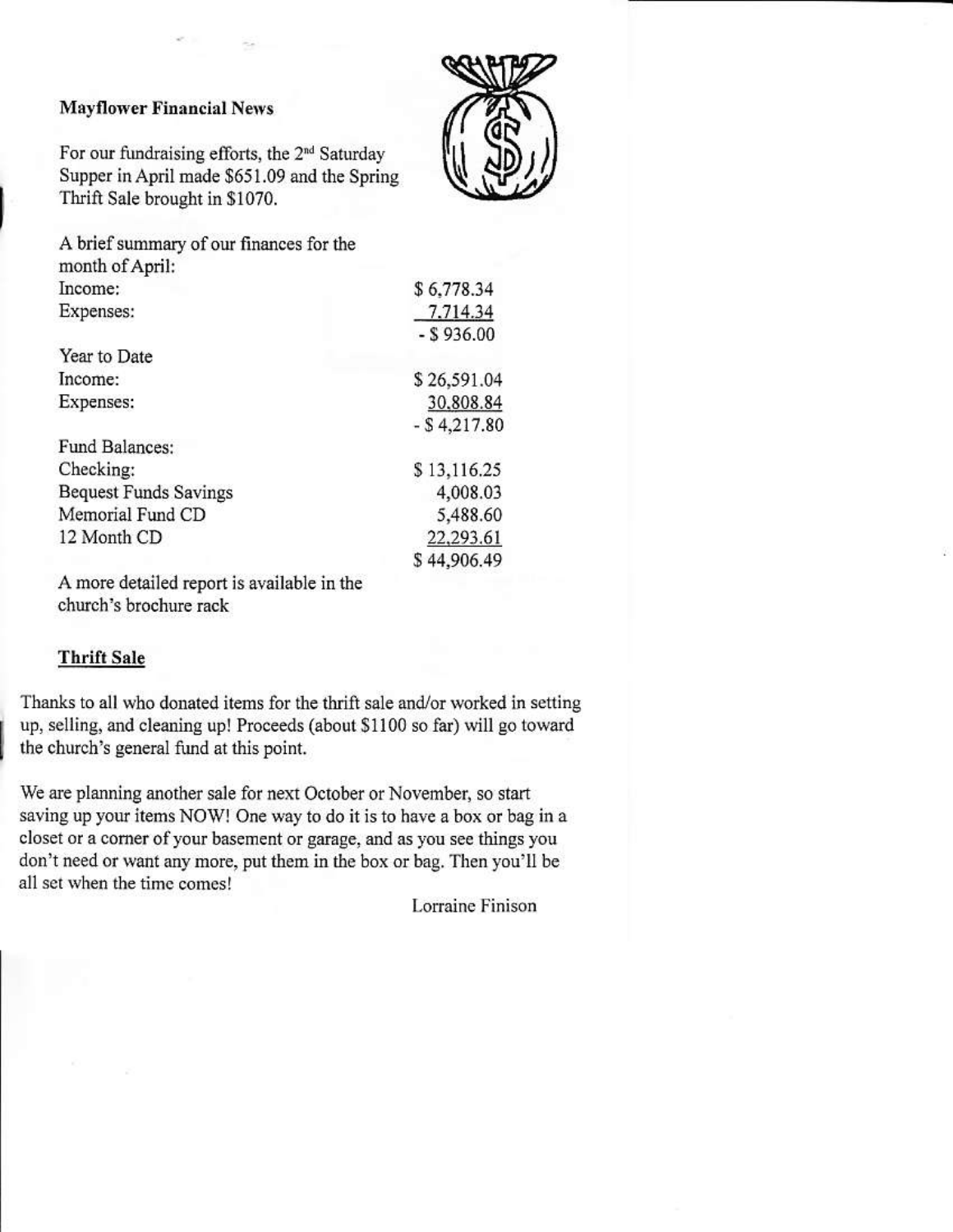**Mayflower Financial News**

For our fundraising efforts, the 2nd Saturday Supper in April made $651.09 and the Spring Thrift Sale brought in $1070.

A brief summary of our finances for the month of April:

| | |
|---|---|
| Income: | $ 6,778.34 |
| Expenses: | 7,714.34 |
| | - $ 936.00 |
| Year to Date | |
| Income: | $ 26,591.04 |
| Expenses: | 30,808.84 |
| | - $ 4,217.80 |
| Fund Balances: | |
| Checking: | $ 13,116.25 |
| Bequest Funds Savings | 4,008.03 |
| Memorial Fund CD | 5,488.60 |
| 12 Month CD | 22,293.61 |
| | $ 44,906.49 |

A more detailed report is available in the church's brochure rack

**Thrift Sale**

Thanks to all who donated items for the thrift sale and/or worked in setting up, selling, and cleaning up! Proceeds (about $1100 so far) will go toward the church's general fund at this point.

We are planning another sale for next October or November, so start saving up your items NOW! One way to do it is to have a box or bag in a closet or a corner of your basement or garage, and as you see things you don't need or want any more, put them in the box or bag. Then you'll be all set when the time comes!

Lorraine Finison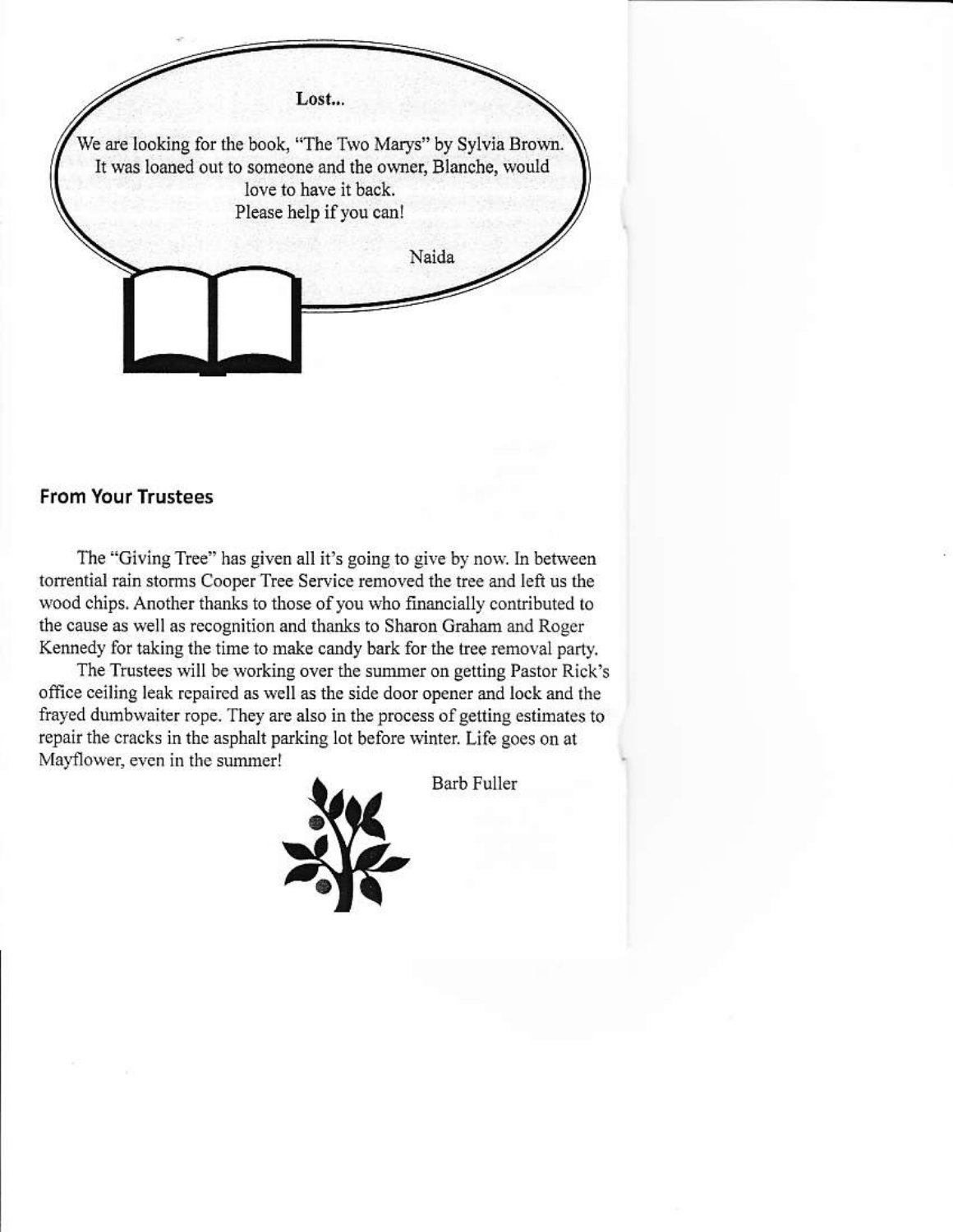**Lost...**

We are looking for the book, "The Two Marys" by Sylvia Brown. It was loaned out to someone and the owner, Blanche, would love to have it back.

Please help if you can!

Naida

## From Your Trustees

The "Giving Tree" has given all it's going to give by now. In between torrential rain storms Cooper Tree Service removed the tree and left us the wood chips. Another thanks to those of you who financially contributed to the cause as well as recognition and thanks to Sharon Graham and Roger Kennedy for taking the time to make candy bark for the tree removal party.

The Trustees will be working over the summer on getting Pastor Rick's office ceiling leak repaired as well as the side door opener and lock and the frayed dumbwaiter rope. They are also in the process of getting estimates to repair the cracks in the asphalt parking lot before winter. Life goes on at Mayflower, even in the summer!

Barb Fuller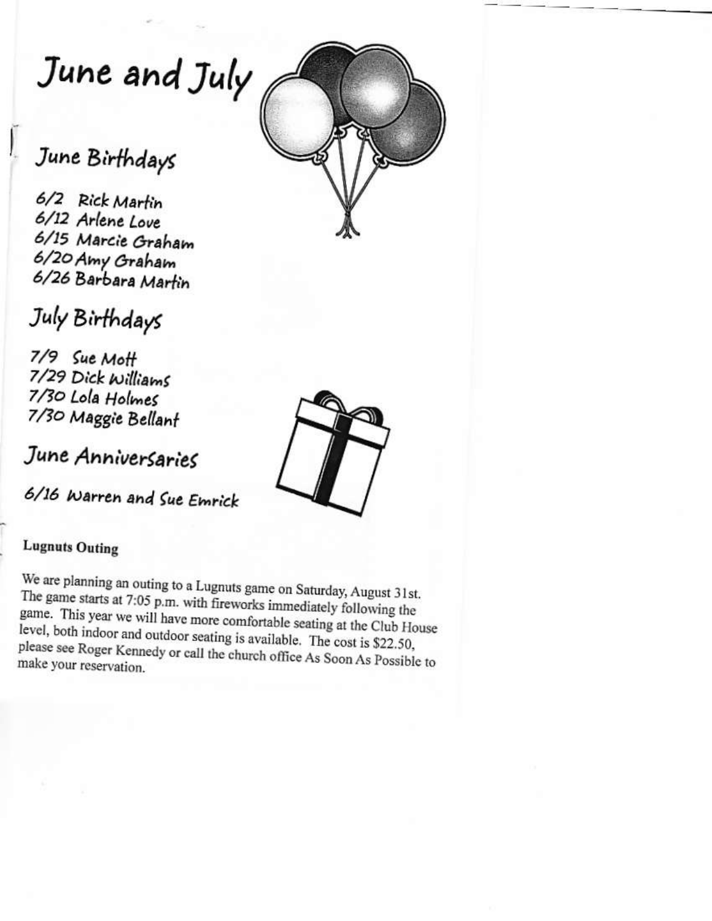# June and July

## June Birthdays

6/2 Rick Martin
6/12 Arlene Love
6/15 Marcie Graham
6/20 Amy Graham
6/26 Barbara Martin

## July Birthdays

7/9 Sue Mott
7/29 Dick Williams
7/30 Lola Holmes
7/30 Maggie Bellant

## June Anniversaries

6/16 Warren and Sue Emrick

**Lugnuts Outing**

We are planning an outing to a Lugnuts game on Saturday, August 31st. The game starts at 7:05 p.m. with fireworks immediately following the game. This year we will have more comfortable seating at the Club House level, both indoor and outdoor seating is available. The cost is $22.50, please see Roger Kennedy or call the church office As Soon As Possible to make your reservation.